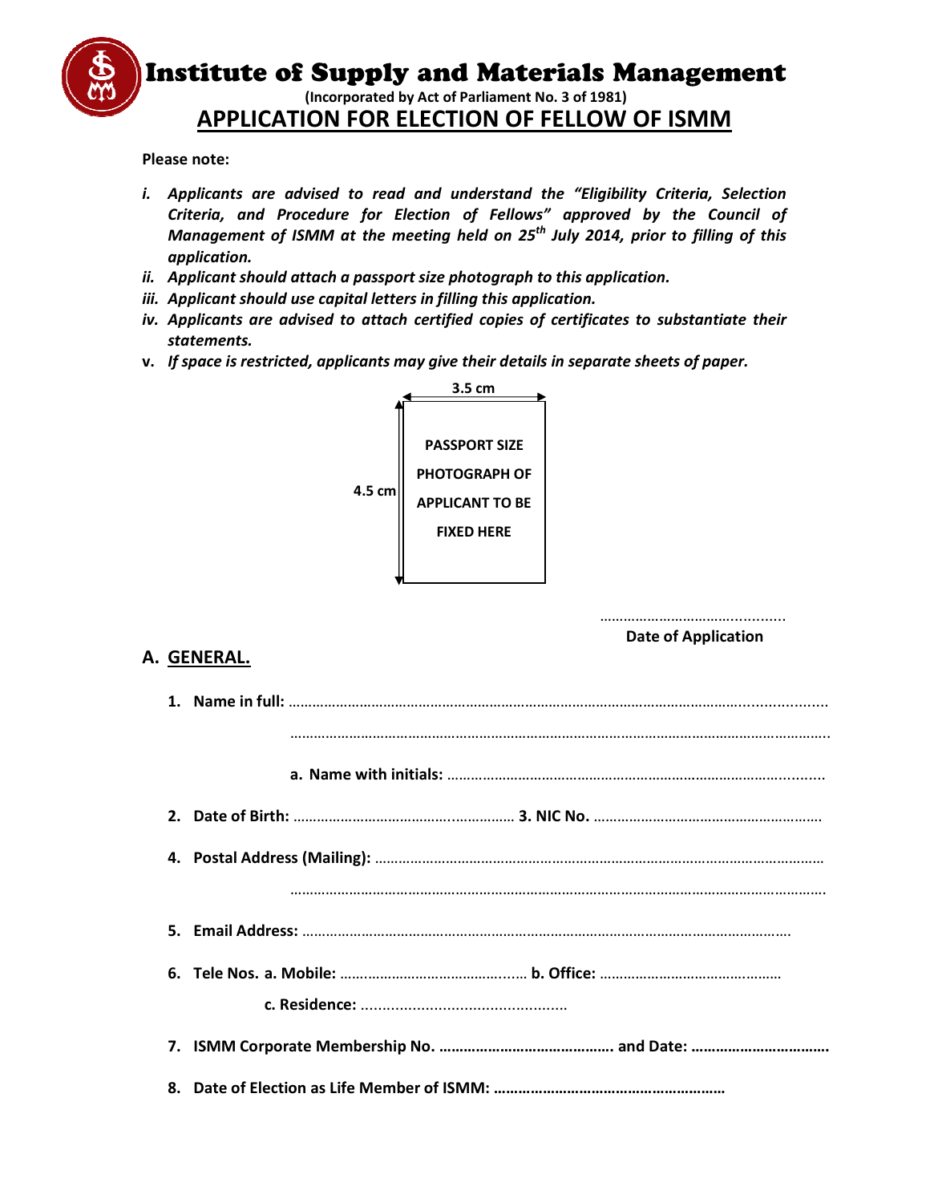# Institute of Supply and Materials Management

**(Incorporated by Act of Parliament No. 3 of 1981)**

## APPLICATION FOR ELECTION OF FELLOW OF ISMM

**Please note:**

*i.* ***Applicants are advised to read and understand the "Eligibility Criteria, Selection Criteria, and Procedure for Election of Fellows" approved by the Council of Management of ISMM at the meeting held on 25th July 2014, prior to filling of this application.***

*ii.* ***Applicant should attach a passport size photograph to this application.***

*iii.* ***Applicant should use capital letters in filling this application.***

*iv.* ***Applicants are advised to attach certified copies of certificates to substantiate their statements.***

**v.** ***If space is restricted, applicants may give their details in separate sheets of paper.***

3.5 cm

4.5 cm

**PASSPORT SIZE PHOTOGRAPH OF APPLICANT TO BE FIXED HERE**

……………………………………..

**Date of Application**

## A. GENERAL.

1. **Name in full:** ……………………………………………………………………………………………………………

   ……………………………………………………………………………………………………………

   a. **Name with initials:** ……………………………………………………………………………………

2. **Date of Birth:** ………………………………………………… **3. NIC No.** …………………………………………………

4. **Postal Address (Mailing):** ……………………………………………………………………………………………

   ……………………………………………………………………………………………………………

5. **Email Address:** ……………………………………………………………………………………………………

6. **Tele Nos. a. Mobile:** ………………………………………… **b. Office:** ……………………………………………

   **c. Residence:** …………………………………………

7. **ISMM Corporate Membership No. ……………………………………. and Date: ……………………………**

8. **Date of Election as Life Member of ISMM: …………………………………………………**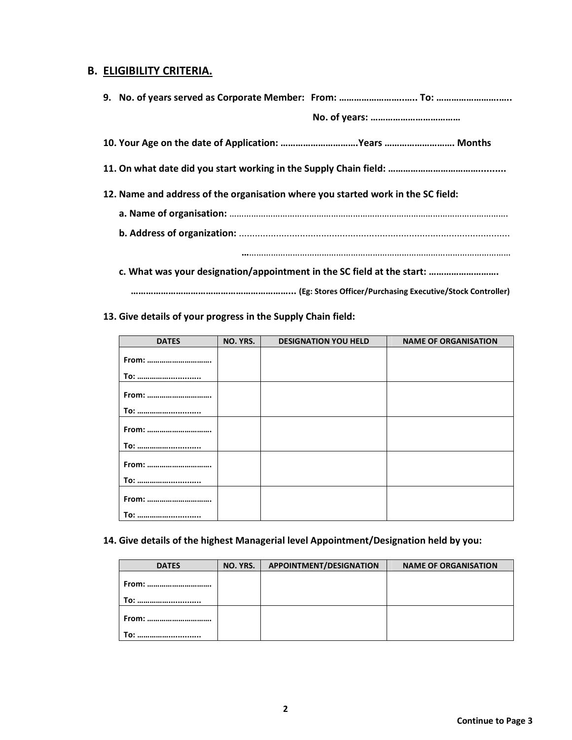## B. ELIGIBILITY CRITERIA.

**9. No. of years served as Corporate Member: From: ………………………... To: ………………………..**

**No. of years: ………………………………**

**10. Your Age on the date of Application: …………………………Years ………………………. Months**

**11. On what date did you start working in the Supply Chain field: ……………………………….........**

**12. Name and address of the organisation where you started work in the SC field:**

**a. Name of organisation:** ……………………………………………………………………………………………………

**b. Address of organization:** .....................................................................................................

…………………………………………………………………………………………………

**c. What was your designation/appointment in the SC field at the start: ……………………….**

**……………………………………………………...** (Eg: Stores Officer/Purchasing Executive/Stock Controller)

**13. Give details of your progress in the Supply Chain field:**

| DATES | NO. YRS. | DESIGNATION YOU HELD | NAME OF ORGANISATION |
|---|---|---|---|
| From: …………………………. To: ……………….......... | | | |
| From: …………………………. To: ……………….......... | | | |
| From: …………………………. To: ……………….......... | | | |
| From: …………………………. To: ……………….......... | | | |
| From: …………………………. To: ……………….......... | | | |

**14. Give details of the highest Managerial level Appointment/Designation held by you:**

| DATES | NO. YRS. | APPOINTMENT/DESIGNATION | NAME OF ORGANISATION |
|---|---|---|---|
| From: …………………………. To: ……………….......... | | | |
| From: …………………………. To: ……………….......... | | | |

**Continue to Page 3**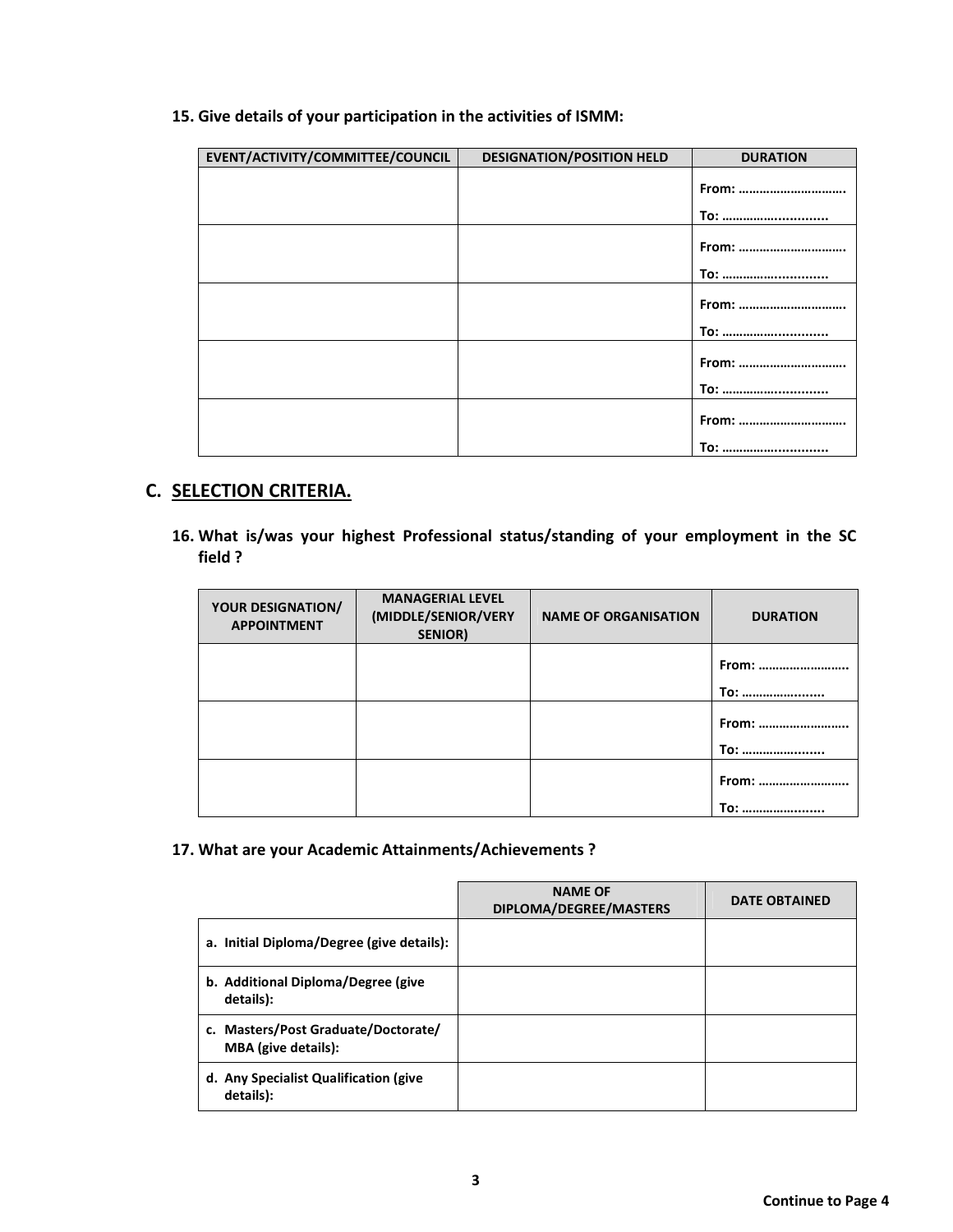**15. Give details of your participation in the activities of ISMM:**

| EVENT/ACTIVITY/COMMITTEE/COUNCIL | DESIGNATION/POSITION HELD | DURATION |
|---|---|---|
| | | From: ………………………….<br>To: ………………........... |
| | | From: ………………………….<br>To: ………………........... |
| | | From: ………………………….<br>To: ………………........... |
| | | From: ………………………….<br>To: ………………........... |
| | | From: ………………………….<br>To: ………………........... |

## C. SELECTION CRITERIA.

**16. What is/was your highest Professional status/standing of your employment in the SC field ?**

| YOUR DESIGNATION/ APPOINTMENT | MANAGERIAL LEVEL (MIDDLE/SENIOR/VERY SENIOR) | NAME OF ORGANISATION | DURATION |
|---|---|---|---|
| | | | From: …………………….<br>To: ………………...... |
| | | | From: …………………….<br>To: ………………...... |
| | | | From: …………………….<br>To: ………………...... |

**17. What are your Academic Attainments/Achievements ?**

| | NAME OF DIPLOMA/DEGREE/MASTERS | DATE OBTAINED |
|---|---|---|
| **a. Initial Diploma/Degree (give details):** | | |
| **b. Additional Diploma/Degree (give details):** | | |
| **c. Masters/Post Graduate/Doctorate/ MBA (give details):** | | |
| **d. Any Specialist Qualification (give details):** | | |

**Continue to Page 4**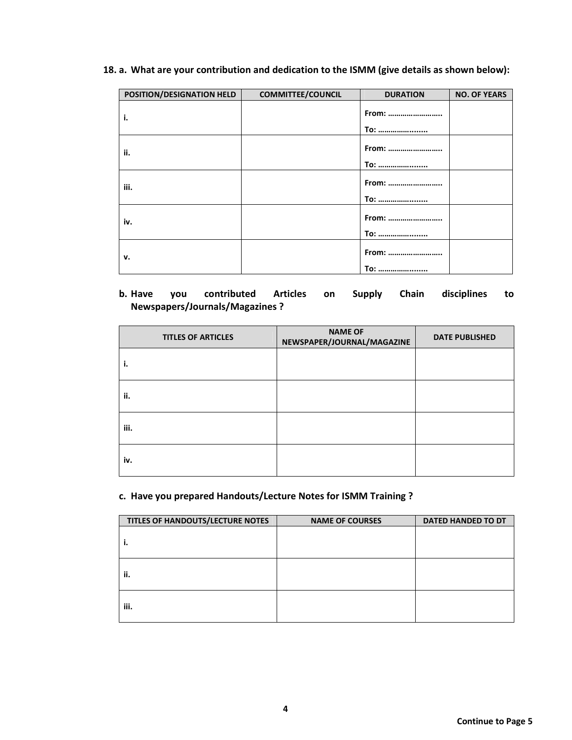**18. a. What are your contribution and dedication to the ISMM (give details as shown below):**

| POSITION/DESIGNATION HELD | COMMITTEE/COUNCIL | DURATION | NO. OF YEARS |
|---|---|---|---|
| i. | | From: ……………………..<br>To: …………….…..... | |
| ii. | | From: ……………………..<br>To: …………….…..... | |
| iii. | | From: ……………………..<br>To: …………….…..... | |
| iv. | | From: ……………………..<br>To: …………….…..... | |
| v. | | From: ……………………..<br>To: …………….…..... | |

**b. Have you contributed Articles on Supply Chain disciplines to Newspapers/Journals/Magazines ?**

| TITLES OF ARTICLES | NAME OF NEWSPAPER/JOURNAL/MAGAZINE | DATE PUBLISHED |
|---|---|---|
| i. | | |
| ii. | | |
| iii. | | |
| iv. | | |

**c. Have you prepared Handouts/Lecture Notes for ISMM Training ?**

| TITLES OF HANDOUTS/LECTURE NOTES | NAME OF COURSES | DATED HANDED TO DT |
|---|---|---|
| i. | | |
| ii. | | |
| iii. | | |

**Continue to Page 5**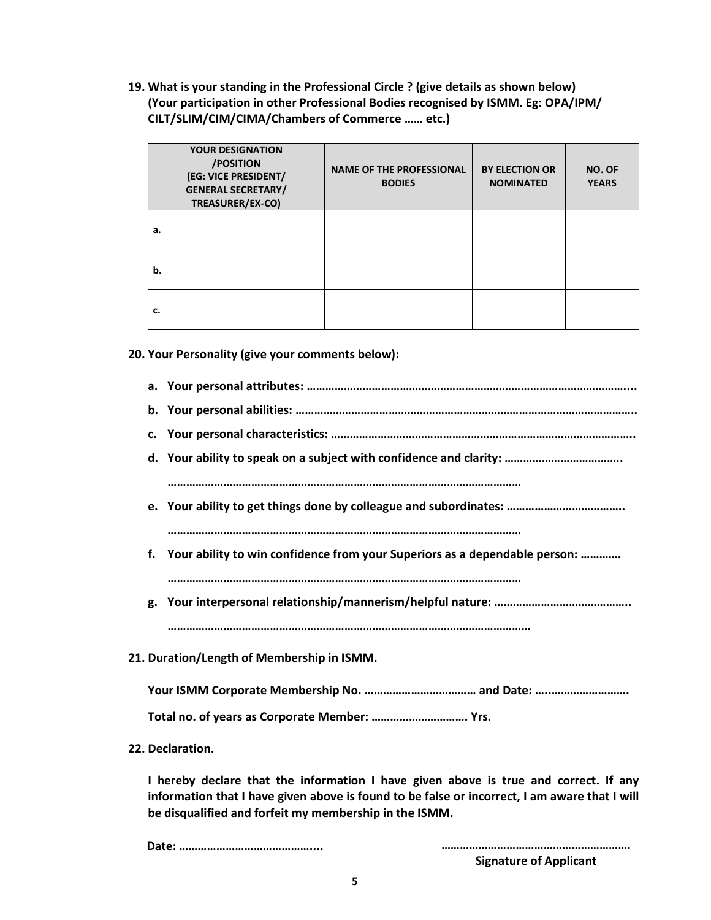**19. What is your standing in the Professional Circle ? (give details as shown below) (Your participation in other Professional Bodies recognised by ISMM. Eg: OPA/IPM/ CILT/SLIM/CIM/CIMA/Chambers of Commerce …… etc.)**

| YOUR DESIGNATION /POSITION (EG: VICE PRESIDENT/ GENERAL SECRETARY/ TREASURER/EX-CO) | NAME OF THE PROFESSIONAL BODIES | BY ELECTION OR NOMINATED | NO. OF YEARS |
|---|---|---|---|
| a. | | | |
| b. | | | |
| c. | | | |

**20. Your Personality (give your comments below):**

a. **Your personal attributes: …………………………………………………………………………………………...**

b. **Your personal abilities: ……………………………………………………………………………………………..**

c. **Your personal characteristics: …………………………………………………………………………………..**

d. **Your ability to speak on a subject with confidence and clarity: ………………………………..**

   **……………………………………………………………………………………………………**

e. **Your ability to get things done by colleague and subordinates: ………………………………..**

   **……………………………………………………………………………………………………**

f. **Your ability to win confidence from your Superiors as a dependable person: …………**

   **……………………………………………………………………………………………………**

g. **Your interpersonal relationship/mannerism/helpful nature: ……………………………………..**

   **……………………………………………………………………………………………………**

**21. Duration/Length of Membership in ISMM.**

**Your ISMM Corporate Membership No. ……………………………… and Date: …..……………………..**

**Total no. of years as Corporate Member: ………………………… Yrs.**

**22. Declaration.**

**I hereby declare that the information I have given above is true and correct. If any information that I have given above is found to be false or incorrect, I am aware that I will be disqualified and forfeit my membership in the ISMM.**

**Date: ……………………………………...**

**……………………………………………………**

**Signature of Applicant**